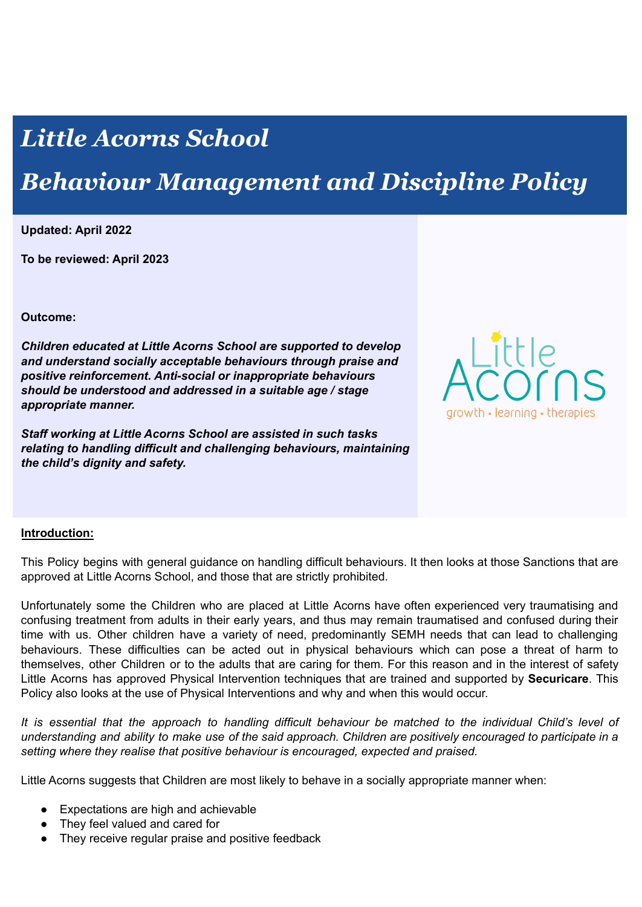# *Little Acorns School*

# *Behaviour Management and Discipline Policy*

**Updated: April 2022**

**To be reviewed: April 2023**

**Outcome:**

***Children educated at Little Acorns School are supported to develop and understand socially acceptable behaviours through praise and positive reinforcement. Anti-social or inappropriate behaviours should be understood and addressed in a suitable age / stage appropriate manner.***

***Staff working at Little Acorns School are assisted in such tasks relating to handling difficult and challenging behaviours, maintaining the child's dignity and safety.***

Little Acorns
growth • learning • therapies

**Introduction:**

This Policy begins with general guidance on handling difficult behaviours. It then looks at those Sanctions that are approved at Little Acorns School, and those that are strictly prohibited.

Unfortunately some the Children who are placed at Little Acorns have often experienced very traumatising and confusing treatment from adults in their early years, and thus may remain traumatised and confused during their time with us. Other children have a variety of need, predominantly SEMH needs that can lead to challenging behaviours. These difficulties can be acted out in physical behaviours which can pose a threat of harm to themselves, other Children or to the adults that are caring for them. For this reason and in the interest of safety Little Acorns has approved Physical Intervention techniques that are trained and supported by **Securicare**. This Policy also looks at the use of Physical Interventions and why and when this would occur.

*It is essential that the approach to handling difficult behaviour be matched to the individual Child's level of understanding and ability to make use of the said approach. Children are positively encouraged to participate in a setting where they realise that positive behaviour is encouraged, expected and praised.*

Little Acorns suggests that Children are most likely to behave in a socially appropriate manner when:

- Expectations are high and achievable
- They feel valued and cared for
- They receive regular praise and positive feedback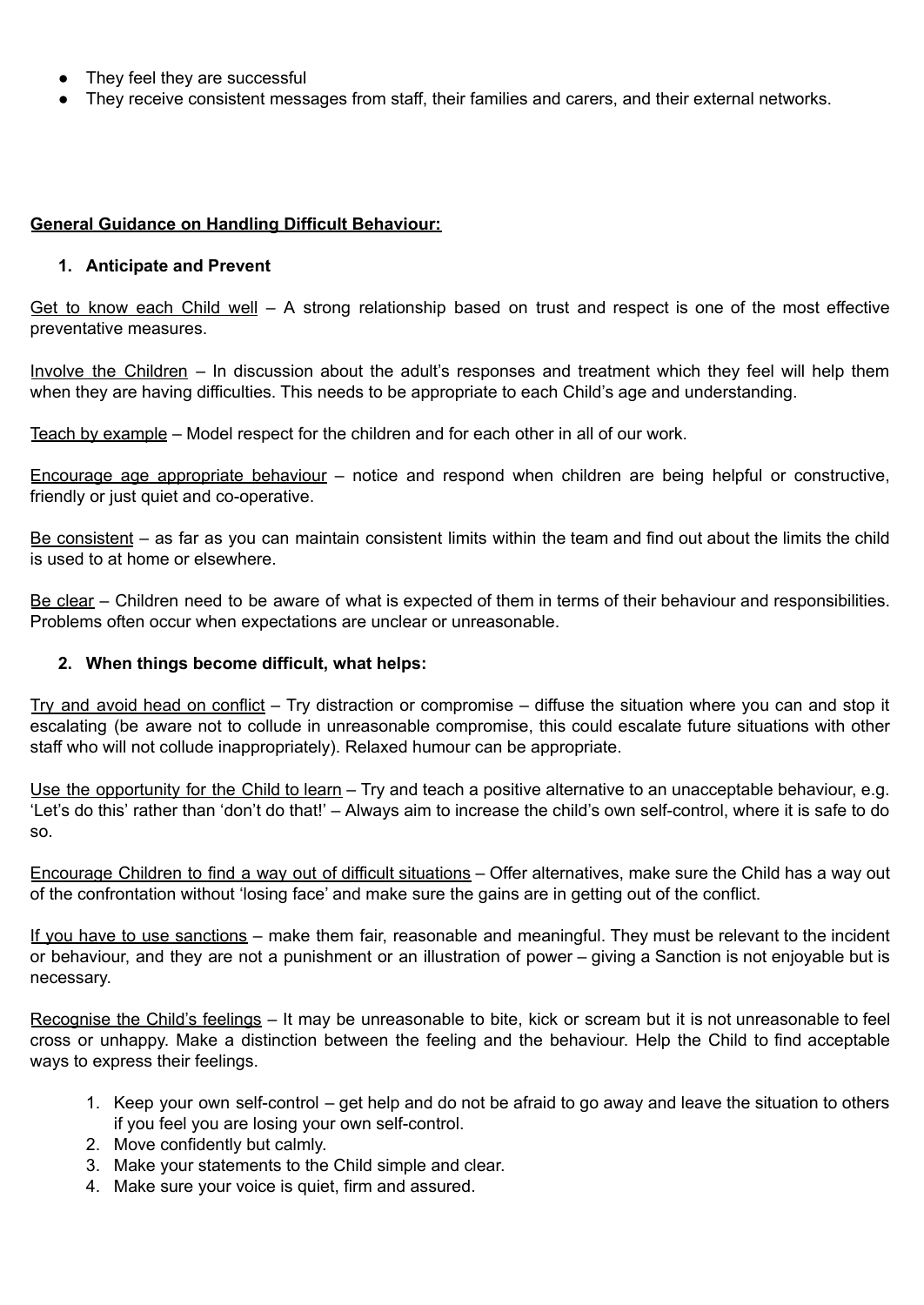- They feel they are successful
- They receive consistent messages from staff, their families and carers, and their external networks.

**General Guidance on Handling Difficult Behaviour:**

1. **Anticipate and Prevent**

Get to know each Child well – A strong relationship based on trust and respect is one of the most effective preventative measures.

Involve the Children – In discussion about the adult's responses and treatment which they feel will help them when they are having difficulties. This needs to be appropriate to each Child's age and understanding.

Teach by example – Model respect for the children and for each other in all of our work.

Encourage age appropriate behaviour – notice and respond when children are being helpful or constructive, friendly or just quiet and co-operative.

Be consistent – as far as you can maintain consistent limits within the team and find out about the limits the child is used to at home or elsewhere.

Be clear – Children need to be aware of what is expected of them in terms of their behaviour and responsibilities. Problems often occur when expectations are unclear or unreasonable.

2. **When things become difficult, what helps:**

Try and avoid head on conflict – Try distraction or compromise – diffuse the situation where you can and stop it escalating (be aware not to collude in unreasonable compromise, this could escalate future situations with other staff who will not collude inappropriately). Relaxed humour can be appropriate.

Use the opportunity for the Child to learn – Try and teach a positive alternative to an unacceptable behaviour, e.g. 'Let's do this' rather than 'don't do that!' – Always aim to increase the child's own self-control, where it is safe to do so.

Encourage Children to find a way out of difficult situations – Offer alternatives, make sure the Child has a way out of the confrontation without 'losing face' and make sure the gains are in getting out of the conflict.

If you have to use sanctions – make them fair, reasonable and meaningful. They must be relevant to the incident or behaviour, and they are not a punishment or an illustration of power – giving a Sanction is not enjoyable but is necessary.

Recognise the Child's feelings – It may be unreasonable to bite, kick or scream but it is not unreasonable to feel cross or unhappy. Make a distinction between the feeling and the behaviour. Help the Child to find acceptable ways to express their feelings.

1. Keep your own self-control – get help and do not be afraid to go away and leave the situation to others if you feel you are losing your own self-control.
2. Move confidently but calmly.
3. Make your statements to the Child simple and clear.
4. Make sure your voice is quiet, firm and assured.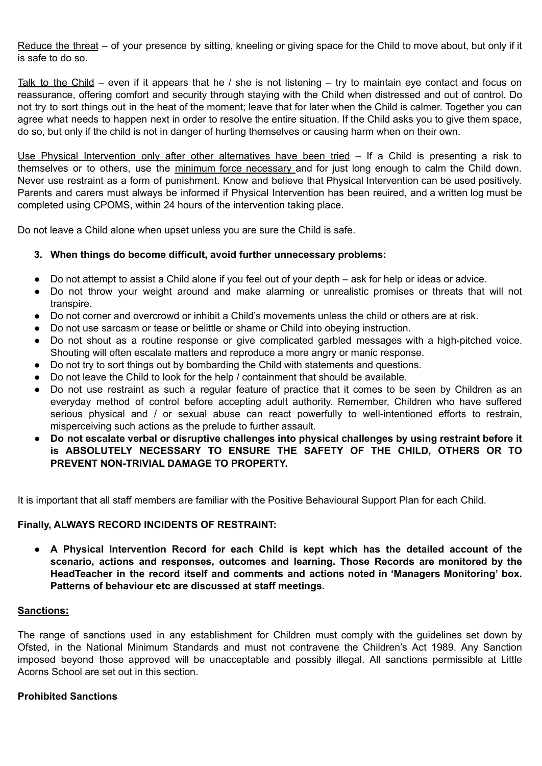Reduce the threat – of your presence by sitting, kneeling or giving space for the Child to move about, but only if it is safe to do so.

Talk to the Child – even if it appears that he / she is not listening – try to maintain eye contact and focus on reassurance, offering comfort and security through staying with the Child when distressed and out of control. Do not try to sort things out in the heat of the moment; leave that for later when the Child is calmer. Together you can agree what needs to happen next in order to resolve the entire situation. If the Child asks you to give them space, do so, but only if the child is not in danger of hurting themselves or causing harm when on their own.

Use Physical Intervention only after other alternatives have been tried – If a Child is presenting a risk to themselves or to others, use the minimum force necessary and for just long enough to calm the Child down. Never use restraint as a form of punishment. Know and believe that Physical Intervention can be used positively. Parents and carers must always be informed if Physical Intervention has been reuired, and a written log must be completed using CPOMS, within 24 hours of the intervention taking place.

Do not leave a Child alone when upset unless you are sure the Child is safe.

3. **When things do become difficult, avoid further unnecessary problems:**

- Do not attempt to assist a Child alone if you feel out of your depth – ask for help or ideas or advice.
- Do not throw your weight around and make alarming or unrealistic promises or threats that will not transpire.
- Do not corner and overcrowd or inhibit a Child's movements unless the child or others are at risk.
- Do not use sarcasm or tease or belittle or shame or Child into obeying instruction.
- Do not shout as a routine response or give complicated garbled messages with a high-pitched voice. Shouting will often escalate matters and reproduce a more angry or manic response.
- Do not try to sort things out by bombarding the Child with statements and questions.
- Do not leave the Child to look for the help / containment that should be available.
- Do not use restraint as such a regular feature of practice that it comes to be seen by Children as an everyday method of control before accepting adult authority. Remember, Children who have suffered serious physical and / or sexual abuse can react powerfully to well-intentioned efforts to restrain, misperceiving such actions as the prelude to further assault.
- **Do not escalate verbal or disruptive challenges into physical challenges by using restraint before it is ABSOLUTELY NECESSARY TO ENSURE THE SAFETY OF THE CHILD, OTHERS OR TO PREVENT NON-TRIVIAL DAMAGE TO PROPERTY.**

It is important that all staff members are familiar with the Positive Behavioural Support Plan for each Child.

**Finally, ALWAYS RECORD INCIDENTS OF RESTRAINT:**

- **A Physical Intervention Record for each Child is kept which has the detailed account of the scenario, actions and responses, outcomes and learning. Those Records are monitored by the HeadTeacher in the record itself and comments and actions noted in 'Managers Monitoring' box. Patterns of behaviour etc are discussed at staff meetings.**

**Sanctions:**

The range of sanctions used in any establishment for Children must comply with the guidelines set down by Ofsted, in the National Minimum Standards and must not contravene the Children's Act 1989. Any Sanction imposed beyond those approved will be unacceptable and possibly illegal. All sanctions permissible at Little Acorns School are set out in this section.

**Prohibited Sanctions**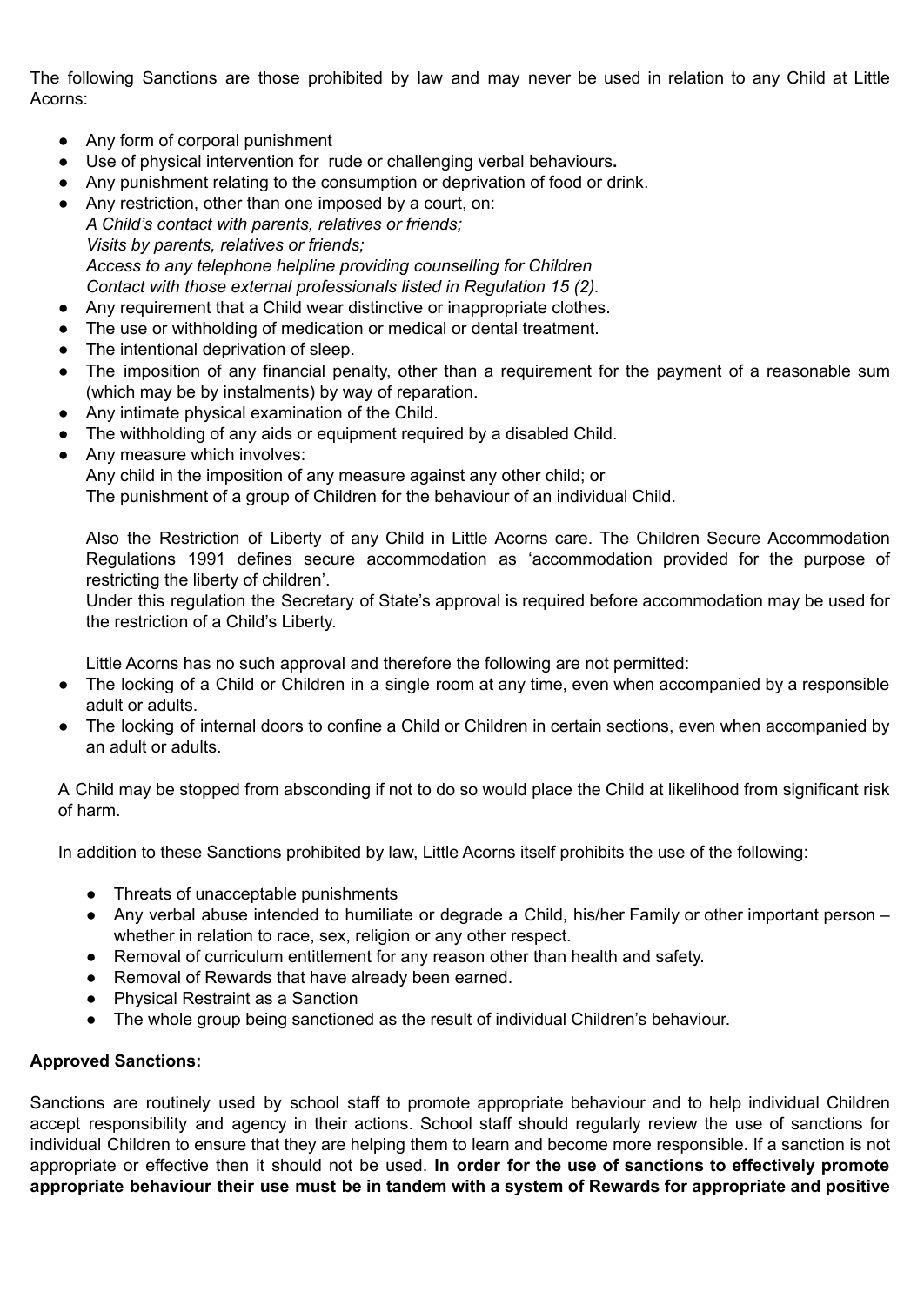The following Sanctions are those prohibited by law and may never be used in relation to any Child at Little Acorns:

- Any form of corporal punishment
- Use of physical intervention for rude or challenging verbal behaviours**.**
- Any punishment relating to the consumption or deprivation of food or drink.
- Any restriction, other than one imposed by a court, on:
  *A Child's contact with parents, relatives or friends;*
  *Visits by parents, relatives or friends;*
  *Access to any telephone helpline providing counselling for Children*
  *Contact with those external professionals listed in Regulation 15 (2).*
- Any requirement that a Child wear distinctive or inappropriate clothes.
- The use or withholding of medication or medical or dental treatment.
- The intentional deprivation of sleep.
- The imposition of any financial penalty, other than a requirement for the payment of a reasonable sum (which may be by instalments) by way of reparation.
- Any intimate physical examination of the Child.
- The withholding of any aids or equipment required by a disabled Child.
- Any measure which involves:
  Any child in the imposition of any measure against any other child; or
  The punishment of a group of Children for the behaviour of an individual Child.

  Also the Restriction of Liberty of any Child in Little Acorns care. The Children Secure Accommodation Regulations 1991 defines secure accommodation as 'accommodation provided for the purpose of restricting the liberty of children'.
  Under this regulation the Secretary of State's approval is required before accommodation may be used for the restriction of a Child's Liberty.

  Little Acorns has no such approval and therefore the following are not permitted:
- The locking of a Child or Children in a single room at any time, even when accompanied by a responsible adult or adults.
- The locking of internal doors to confine a Child or Children in certain sections, even when accompanied by an adult or adults.

A Child may be stopped from absconding if not to do so would place the Child at likelihood from significant risk of harm.

In addition to these Sanctions prohibited by law, Little Acorns itself prohibits the use of the following:

- Threats of unacceptable punishments
- Any verbal abuse intended to humiliate or degrade a Child, his/her Family or other important person – whether in relation to race, sex, religion or any other respect.
- Removal of curriculum entitlement for any reason other than health and safety.
- Removal of Rewards that have already been earned.
- Physical Restraint as a Sanction
- The whole group being sanctioned as the result of individual Children's behaviour.

**Approved Sanctions:**

Sanctions are routinely used by school staff to promote appropriate behaviour and to help individual Children accept responsibility and agency in their actions. School staff should regularly review the use of sanctions for individual Children to ensure that they are helping them to learn and become more responsible. If a sanction is not appropriate or effective then it should not be used. **In order for the use of sanctions to effectively promote appropriate behaviour their use must be in tandem with a system of Rewards for appropriate and positive**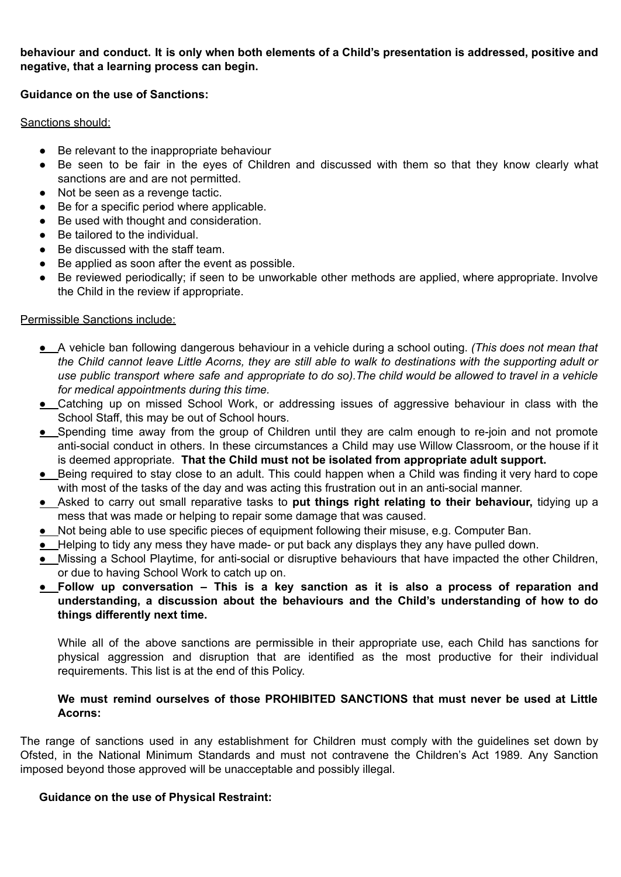**behaviour and conduct. It is only when both elements of a Child's presentation is addressed, positive and negative, that a learning process can begin.**

**Guidance on the use of Sanctions:**

Sanctions should:

- Be relevant to the inappropriate behaviour
- Be seen to be fair in the eyes of Children and discussed with them so that they know clearly what sanctions are and are not permitted.
- Not be seen as a revenge tactic.
- Be for a specific period where applicable.
- Be used with thought and consideration.
- Be tailored to the individual.
- Be discussed with the staff team.
- Be applied as soon after the event as possible.
- Be reviewed periodically; if seen to be unworkable other methods are applied, where appropriate. Involve the Child in the review if appropriate.

Permissible Sanctions include:

- A vehicle ban following dangerous behaviour in a vehicle during a school outing. *(This does not mean that the Child cannot leave Little Acorns, they are still able to walk to destinations with the supporting adult or use public transport where safe and appropriate to do so).The child would be allowed to travel in a vehicle for medical appointments during this time.*
- Catching up on missed School Work, or addressing issues of aggressive behaviour in class with the School Staff, this may be out of School hours.
- Spending time away from the group of Children until they are calm enough to re-join and not promote anti-social conduct in others. In these circumstances a Child may use Willow Classroom, or the house if it is deemed appropriate. **That the Child must not be isolated from appropriate adult support.**
- Being required to stay close to an adult. This could happen when a Child was finding it very hard to cope with most of the tasks of the day and was acting this frustration out in an anti-social manner.
- Asked to carry out small reparative tasks to **put things right relating to their behaviour,** tidying up a mess that was made or helping to repair some damage that was caused.
- Not being able to use specific pieces of equipment following their misuse, e.g. Computer Ban.
- Helping to tidy any mess they have made- or put back any displays they any have pulled down.
- Missing a School Playtime, for anti-social or disruptive behaviours that have impacted the other Children, or due to having School Work to catch up on.
- **Follow up conversation – This is a key sanction as it is also a process of reparation and understanding, a discussion about the behaviours and the Child's understanding of how to do things differently next time.**

While all of the above sanctions are permissible in their appropriate use, each Child has sanctions for physical aggression and disruption that are identified as the most productive for their individual requirements. This list is at the end of this Policy.

**We must remind ourselves of those PROHIBITED SANCTIONS that must never be used at Little Acorns:**

The range of sanctions used in any establishment for Children must comply with the guidelines set down by Ofsted, in the National Minimum Standards and must not contravene the Children's Act 1989. Any Sanction imposed beyond those approved will be unacceptable and possibly illegal.

**Guidance on the use of Physical Restraint:**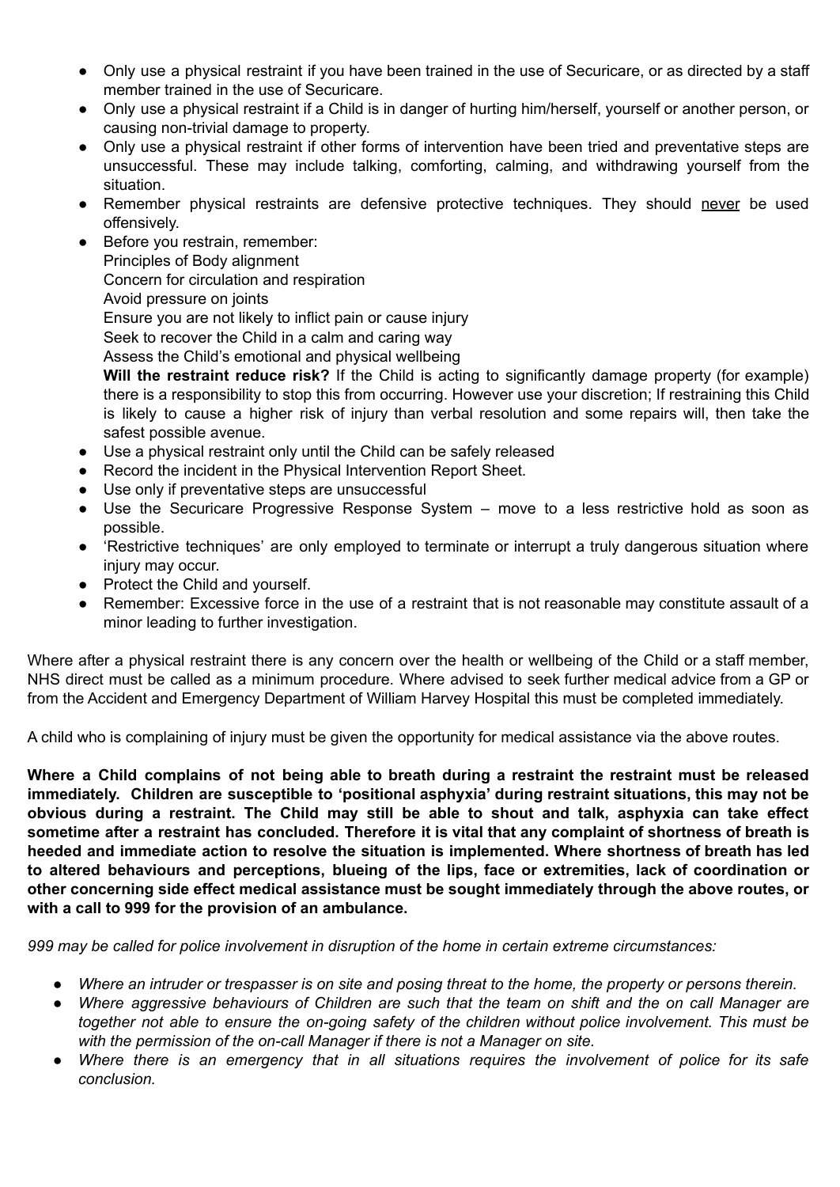- Only use a physical restraint if you have been trained in the use of Securicare, or as directed by a staff member trained in the use of Securicare.
- Only use a physical restraint if a Child is in danger of hurting him/herself, yourself or another person, or causing non-trivial damage to property.
- Only use a physical restraint if other forms of intervention have been tried and preventative steps are unsuccessful. These may include talking, comforting, calming, and withdrawing yourself from the situation.
- Remember physical restraints are defensive protective techniques. They should <u>never</u> be used offensively.
- Before you restrain, remember:
  Principles of Body alignment
  Concern for circulation and respiration
  Avoid pressure on joints
  Ensure you are not likely to inflict pain or cause injury
  Seek to recover the Child in a calm and caring way
  Assess the Child's emotional and physical wellbeing
  **Will the restraint reduce risk?** If the Child is acting to significantly damage property (for example) there is a responsibility to stop this from occurring. However use your discretion; If restraining this Child is likely to cause a higher risk of injury than verbal resolution and some repairs will, then take the safest possible avenue.
- Use a physical restraint only until the Child can be safely released
- Record the incident in the Physical Intervention Report Sheet.
- Use only if preventative steps are unsuccessful
- Use the Securicare Progressive Response System – move to a less restrictive hold as soon as possible.
- 'Restrictive techniques' are only employed to terminate or interrupt a truly dangerous situation where injury may occur.
- Protect the Child and yourself.
- Remember: Excessive force in the use of a restraint that is not reasonable may constitute assault of a minor leading to further investigation.

Where after a physical restraint there is any concern over the health or wellbeing of the Child or a staff member, NHS direct must be called as a minimum procedure. Where advised to seek further medical advice from a GP or from the Accident and Emergency Department of William Harvey Hospital this must be completed immediately.

A child who is complaining of injury must be given the opportunity for medical assistance via the above routes.

**Where a Child complains of not being able to breath during a restraint the restraint must be released immediately. Children are susceptible to 'positional asphyxia' during restraint situations, this may not be obvious during a restraint. The Child may still be able to shout and talk, asphyxia can take effect sometime after a restraint has concluded. Therefore it is vital that any complaint of shortness of breath is heeded and immediate action to resolve the situation is implemented. Where shortness of breath has led to altered behaviours and perceptions, blueing of the lips, face or extremities, lack of coordination or other concerning side effect medical assistance must be sought immediately through the above routes, or with a call to 999 for the provision of an ambulance.**

*999 may be called for police involvement in disruption of the home in certain extreme circumstances:*

- *Where an intruder or trespasser is on site and posing threat to the home, the property or persons therein.*
- *Where aggressive behaviours of Children are such that the team on shift and the on call Manager are together not able to ensure the on-going safety of the children without police involvement. This must be with the permission of the on-call Manager if there is not a Manager on site.*
- *Where there is an emergency that in all situations requires the involvement of police for its safe conclusion.*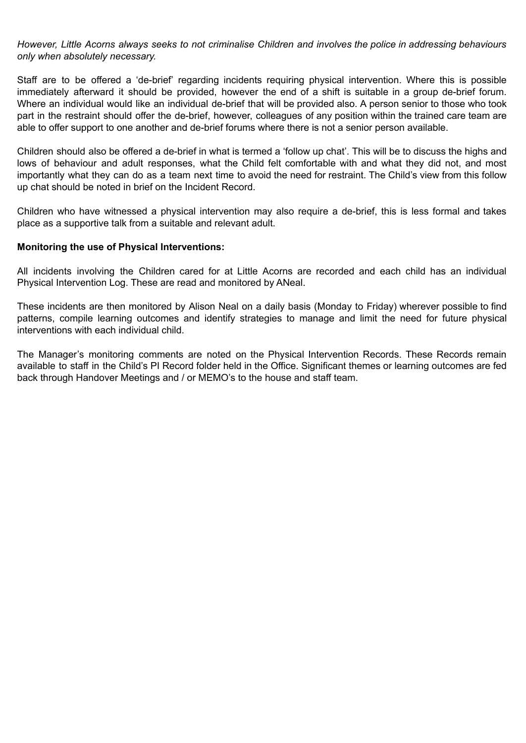*However, Little Acorns always seeks to not criminalise Children and involves the police in addressing behaviours only when absolutely necessary.*

Staff are to be offered a 'de-brief' regarding incidents requiring physical intervention. Where this is possible immediately afterward it should be provided, however the end of a shift is suitable in a group de-brief forum. Where an individual would like an individual de-brief that will be provided also. A person senior to those who took part in the restraint should offer the de-brief, however, colleagues of any position within the trained care team are able to offer support to one another and de-brief forums where there is not a senior person available.

Children should also be offered a de-brief in what is termed a 'follow up chat'. This will be to discuss the highs and lows of behaviour and adult responses, what the Child felt comfortable with and what they did not, and most importantly what they can do as a team next time to avoid the need for restraint. The Child's view from this follow up chat should be noted in brief on the Incident Record.

Children who have witnessed a physical intervention may also require a de-brief, this is less formal and takes place as a supportive talk from a suitable and relevant adult.

**Monitoring the use of Physical Interventions:**

All incidents involving the Children cared for at Little Acorns are recorded and each child has an individual Physical Intervention Log. These are read and monitored by ANeal.

These incidents are then monitored by Alison Neal on a daily basis (Monday to Friday) wherever possible to find patterns, compile learning outcomes and identify strategies to manage and limit the need for future physical interventions with each individual child.

The Manager's monitoring comments are noted on the Physical Intervention Records. These Records remain available to staff in the Child's PI Record folder held in the Office. Significant themes or learning outcomes are fed back through Handover Meetings and / or MEMO's to the house and staff team.